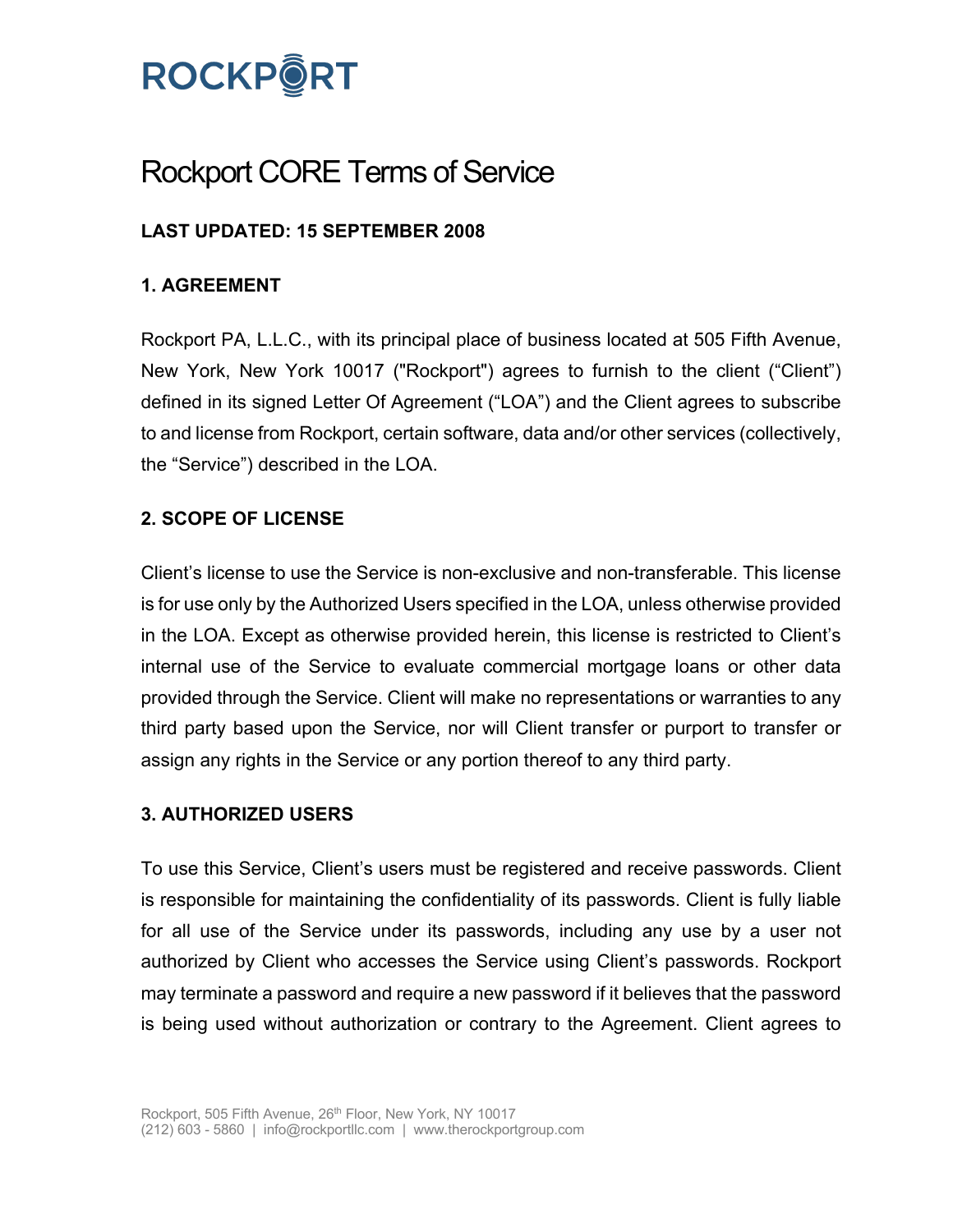ROCKPORT

# Rockport CORE Terms of Service

**LAST UPDATED: 15 SEPTEMBER 2008**

## 1. AGREEMENT

Rockport PA, L.L.C., with its principal place of business located at 505 Fifth Avenue, New York, New York 10017 ("Rockport") agrees to furnish to the client ("Client") defined in its signed Letter Of Agreement ("LOA") and the Client agrees to subscribe to and license from Rockport, certain software, data and/or other services (collectively, the "Service") described in the LOA.

## 2. SCOPE OF LICENSE

Client's license to use the Service is non-exclusive and non-transferable. This license is for use only by the Authorized Users specified in the LOA, unless otherwise provided in the LOA. Except as otherwise provided herein, this license is restricted to Client's internal use of the Service to evaluate commercial mortgage loans or other data provided through the Service. Client will make no representations or warranties to any third party based upon the Service, nor will Client transfer or purport to transfer or assign any rights in the Service or any portion thereof to any third party.

## 3. AUTHORIZED USERS

To use this Service, Client's users must be registered and receive passwords. Client is responsible for maintaining the confidentiality of its passwords. Client is fully liable for all use of the Service under its passwords, including any use by a user not authorized by Client who accesses the Service using Client's passwords. Rockport may terminate a password and require a new password if it believes that the password is being used without authorization or contrary to the Agreement. Client agrees to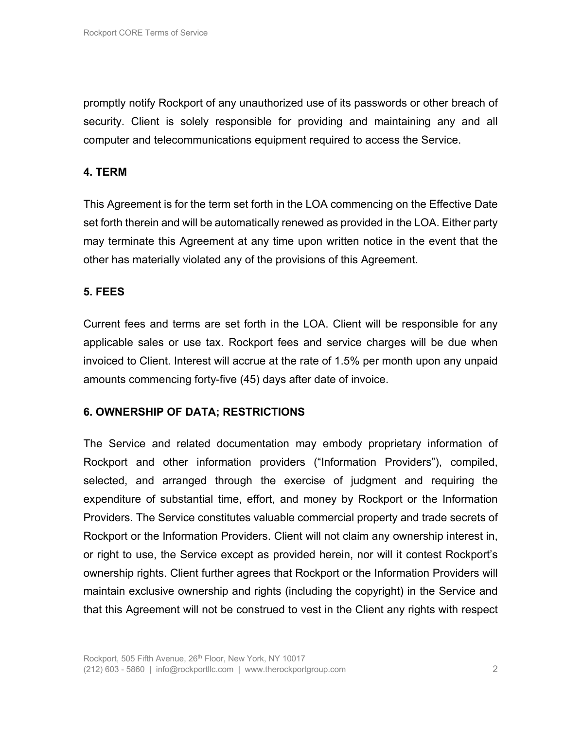promptly notify Rockport of any unauthorized use of its passwords or other breach of security. Client is solely responsible for providing and maintaining any and all computer and telecommunications equipment required to access the Service.

## 4. TERM

This Agreement is for the term set forth in the LOA commencing on the Effective Date set forth therein and will be automatically renewed as provided in the LOA. Either party may terminate this Agreement at any time upon written notice in the event that the other has materially violated any of the provisions of this Agreement.

## 5. FEES

Current fees and terms are set forth in the LOA. Client will be responsible for any applicable sales or use tax. Rockport fees and service charges will be due when invoiced to Client. Interest will accrue at the rate of 1.5% per month upon any unpaid amounts commencing forty-five (45) days after date of invoice.

## 6. OWNERSHIP OF DATA; RESTRICTIONS

The Service and related documentation may embody proprietary information of Rockport and other information providers (“Information Providers”), compiled, selected, and arranged through the exercise of judgment and requiring the expenditure of substantial time, effort, and money by Rockport or the Information Providers. The Service constitutes valuable commercial property and trade secrets of Rockport or the Information Providers. Client will not claim any ownership interest in, or right to use, the Service except as provided herein, nor will it contest Rockport’s ownership rights. Client further agrees that Rockport or the Information Providers will maintain exclusive ownership and rights (including the copyright) in the Service and that this Agreement will not be construed to vest in the Client any rights with respect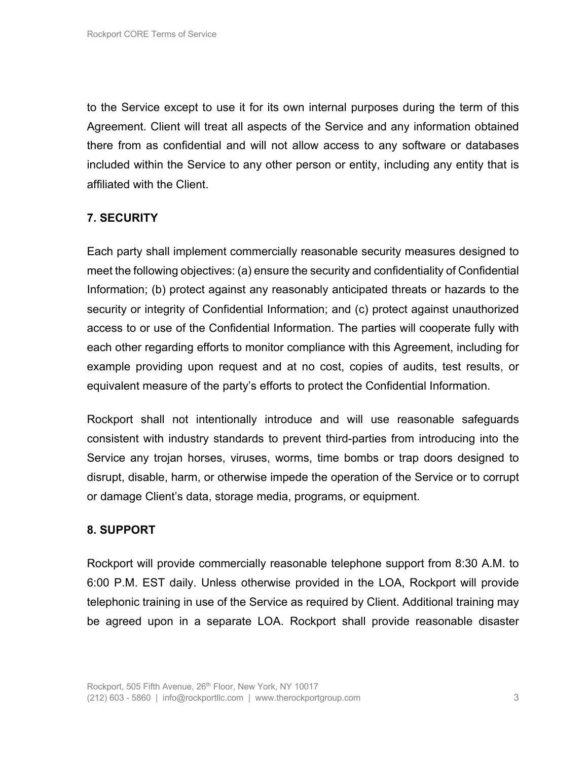to the Service except to use it for its own internal purposes during the term of this Agreement. Client will treat all aspects of the Service and any information obtained there from as confidential and will not allow access to any software or databases included within the Service to any other person or entity, including any entity that is affiliated with the Client.

**7. SECURITY**

Each party shall implement commercially reasonable security measures designed to meet the following objectives: (a) ensure the security and confidentiality of Confidential Information; (b) protect against any reasonably anticipated threats or hazards to the security or integrity of Confidential Information; and (c) protect against unauthorized access to or use of the Confidential Information. The parties will cooperate fully with each other regarding efforts to monitor compliance with this Agreement, including for example providing upon request and at no cost, copies of audits, test results, or equivalent measure of the party's efforts to protect the Confidential Information.

Rockport shall not intentionally introduce and will use reasonable safeguards consistent with industry standards to prevent third-parties from introducing into the Service any trojan horses, viruses, worms, time bombs or trap doors designed to disrupt, disable, harm, or otherwise impede the operation of the Service or to corrupt or damage Client's data, storage media, programs, or equipment.

**8. SUPPORT**

Rockport will provide commercially reasonable telephone support from 8:30 A.M. to 6:00 P.M. EST daily. Unless otherwise provided in the LOA, Rockport will provide telephonic training in use of the Service as required by Client. Additional training may be agreed upon in a separate LOA. Rockport shall provide reasonable disaster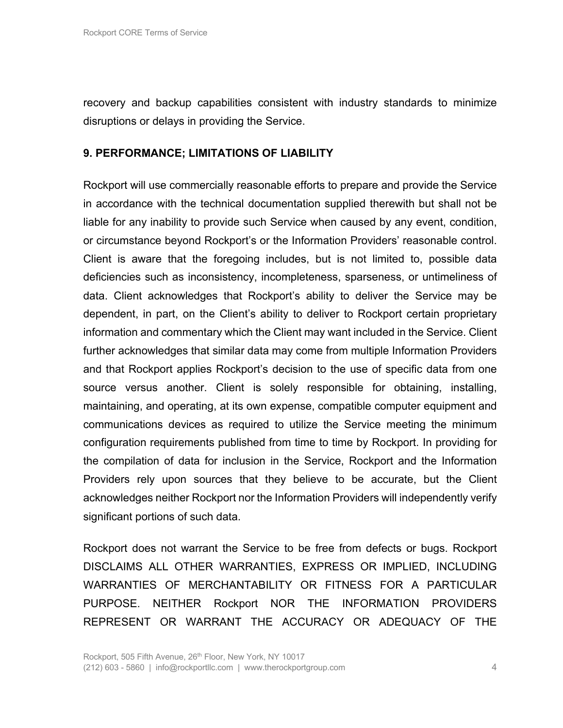recovery and backup capabilities consistent with industry standards to minimize disruptions or delays in providing the Service.

**9. PERFORMANCE; LIMITATIONS OF LIABILITY**

Rockport will use commercially reasonable efforts to prepare and provide the Service in accordance with the technical documentation supplied therewith but shall not be liable for any inability to provide such Service when caused by any event, condition, or circumstance beyond Rockport's or the Information Providers' reasonable control. Client is aware that the foregoing includes, but is not limited to, possible data deficiencies such as inconsistency, incompleteness, sparseness, or untimeliness of data. Client acknowledges that Rockport's ability to deliver the Service may be dependent, in part, on the Client's ability to deliver to Rockport certain proprietary information and commentary which the Client may want included in the Service. Client further acknowledges that similar data may come from multiple Information Providers and that Rockport applies Rockport's decision to the use of specific data from one source versus another. Client is solely responsible for obtaining, installing, maintaining, and operating, at its own expense, compatible computer equipment and communications devices as required to utilize the Service meeting the minimum configuration requirements published from time to time by Rockport. In providing for the compilation of data for inclusion in the Service, Rockport and the Information Providers rely upon sources that they believe to be accurate, but the Client acknowledges neither Rockport nor the Information Providers will independently verify significant portions of such data.

Rockport does not warrant the Service to be free from defects or bugs. Rockport DISCLAIMS ALL OTHER WARRANTIES, EXPRESS OR IMPLIED, INCLUDING WARRANTIES OF MERCHANTABILITY OR FITNESS FOR A PARTICULAR PURPOSE. NEITHER Rockport NOR THE INFORMATION PROVIDERS REPRESENT OR WARRANT THE ACCURACY OR ADEQUACY OF THE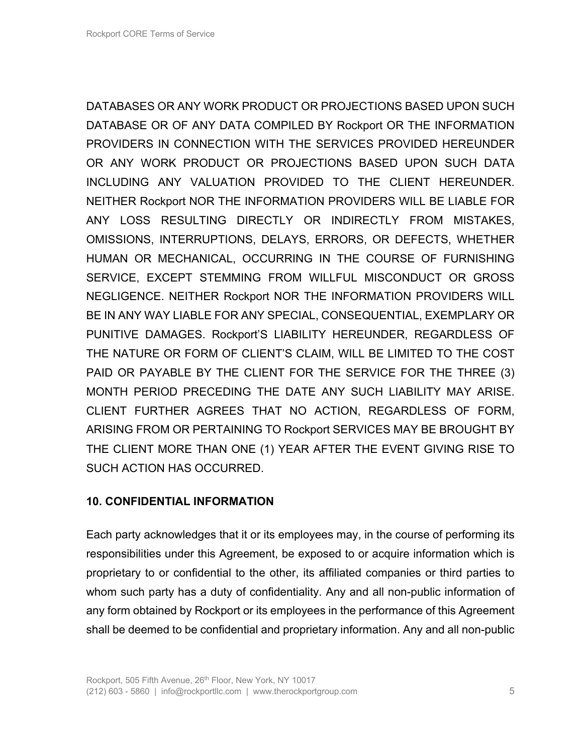DATABASES OR ANY WORK PRODUCT OR PROJECTIONS BASED UPON SUCH DATABASE OR OF ANY DATA COMPILED BY Rockport OR THE INFORMATION PROVIDERS IN CONNECTION WITH THE SERVICES PROVIDED HEREUNDER OR ANY WORK PRODUCT OR PROJECTIONS BASED UPON SUCH DATA INCLUDING ANY VALUATION PROVIDED TO THE CLIENT HEREUNDER. NEITHER Rockport NOR THE INFORMATION PROVIDERS WILL BE LIABLE FOR ANY LOSS RESULTING DIRECTLY OR INDIRECTLY FROM MISTAKES, OMISSIONS, INTERRUPTIONS, DELAYS, ERRORS, OR DEFECTS, WHETHER HUMAN OR MECHANICAL, OCCURRING IN THE COURSE OF FURNISHING SERVICE, EXCEPT STEMMING FROM WILLFUL MISCONDUCT OR GROSS NEGLIGENCE. NEITHER Rockport NOR THE INFORMATION PROVIDERS WILL BE IN ANY WAY LIABLE FOR ANY SPECIAL, CONSEQUENTIAL, EXEMPLARY OR PUNITIVE DAMAGES. Rockport'S LIABILITY HEREUNDER, REGARDLESS OF THE NATURE OR FORM OF CLIENT'S CLAIM, WILL BE LIMITED TO THE COST PAID OR PAYABLE BY THE CLIENT FOR THE SERVICE FOR THE THREE (3) MONTH PERIOD PRECEDING THE DATE ANY SUCH LIABILITY MAY ARISE. CLIENT FURTHER AGREES THAT NO ACTION, REGARDLESS OF FORM, ARISING FROM OR PERTAINING TO Rockport SERVICES MAY BE BROUGHT BY THE CLIENT MORE THAN ONE (1) YEAR AFTER THE EVENT GIVING RISE TO SUCH ACTION HAS OCCURRED.

**10. CONFIDENTIAL INFORMATION**

Each party acknowledges that it or its employees may, in the course of performing its responsibilities under this Agreement, be exposed to or acquire information which is proprietary to or confidential to the other, its affiliated companies or third parties to whom such party has a duty of confidentiality. Any and all non-public information of any form obtained by Rockport or its employees in the performance of this Agreement shall be deemed to be confidential and proprietary information. Any and all non-public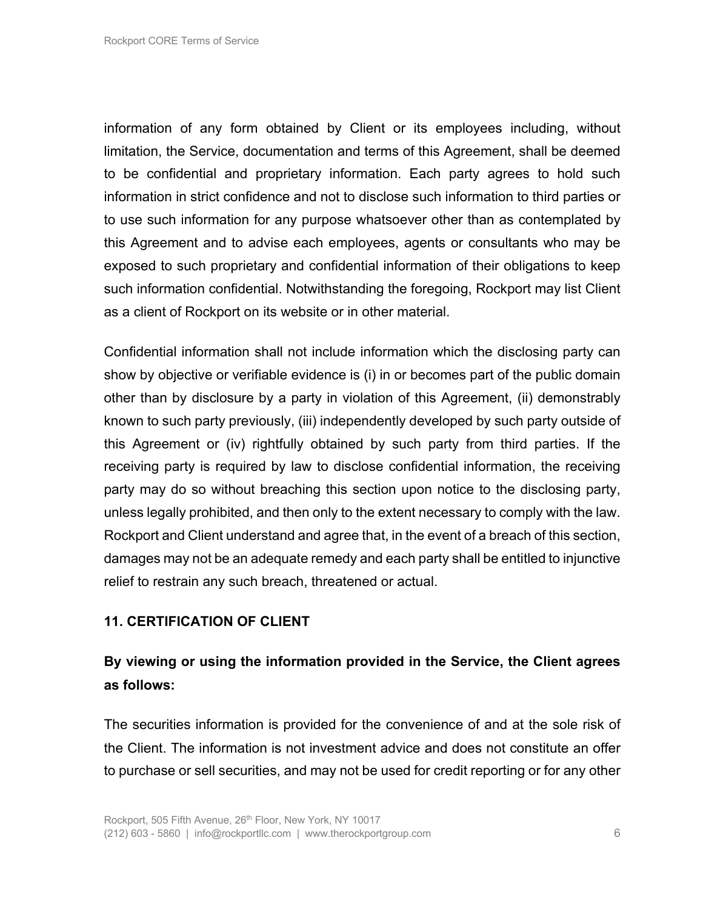information of any form obtained by Client or its employees including, without limitation, the Service, documentation and terms of this Agreement, shall be deemed to be confidential and proprietary information. Each party agrees to hold such information in strict confidence and not to disclose such information to third parties or to use such information for any purpose whatsoever other than as contemplated by this Agreement and to advise each employees, agents or consultants who may be exposed to such proprietary and confidential information of their obligations to keep such information confidential. Notwithstanding the foregoing, Rockport may list Client as a client of Rockport on its website or in other material.

Confidential information shall not include information which the disclosing party can show by objective or verifiable evidence is (i) in or becomes part of the public domain other than by disclosure by a party in violation of this Agreement, (ii) demonstrably known to such party previously, (iii) independently developed by such party outside of this Agreement or (iv) rightfully obtained by such party from third parties. If the receiving party is required by law to disclose confidential information, the receiving party may do so without breaching this section upon notice to the disclosing party, unless legally prohibited, and then only to the extent necessary to comply with the law. Rockport and Client understand and agree that, in the event of a breach of this section, damages may not be an adequate remedy and each party shall be entitled to injunctive relief to restrain any such breach, threatened or actual.

## 11. CERTIFICATION OF CLIENT

**By viewing or using the information provided in the Service, the Client agrees as follows:**

The securities information is provided for the convenience of and at the sole risk of the Client. The information is not investment advice and does not constitute an offer to purchase or sell securities, and may not be used for credit reporting or for any other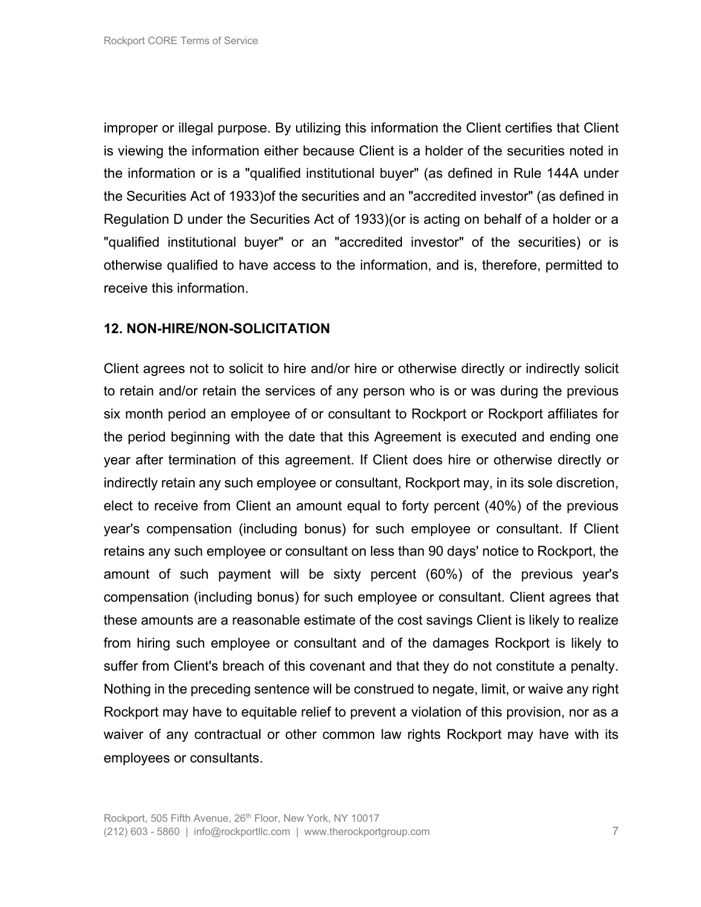improper or illegal purpose. By utilizing this information the Client certifies that Client is viewing the information either because Client is a holder of the securities noted in the information or is a "qualified institutional buyer" (as defined in Rule 144A under the Securities Act of 1933)of the securities and an "accredited investor" (as defined in Regulation D under the Securities Act of 1933)(or is acting on behalf of a holder or a "qualified institutional buyer" or an "accredited investor" of the securities) or is otherwise qualified to have access to the information, and is, therefore, permitted to receive this information.

## 12. NON-HIRE/NON-SOLICITATION

Client agrees not to solicit to hire and/or hire or otherwise directly or indirectly solicit to retain and/or retain the services of any person who is or was during the previous six month period an employee of or consultant to Rockport or Rockport affiliates for the period beginning with the date that this Agreement is executed and ending one year after termination of this agreement. If Client does hire or otherwise directly or indirectly retain any such employee or consultant, Rockport may, in its sole discretion, elect to receive from Client an amount equal to forty percent (40%) of the previous year's compensation (including bonus) for such employee or consultant. If Client retains any such employee or consultant on less than 90 days' notice to Rockport, the amount of such payment will be sixty percent (60%) of the previous year's compensation (including bonus) for such employee or consultant. Client agrees that these amounts are a reasonable estimate of the cost savings Client is likely to realize from hiring such employee or consultant and of the damages Rockport is likely to suffer from Client's breach of this covenant and that they do not constitute a penalty. Nothing in the preceding sentence will be construed to negate, limit, or waive any right Rockport may have to equitable relief to prevent a violation of this provision, nor as a waiver of any contractual or other common law rights Rockport may have with its employees or consultants.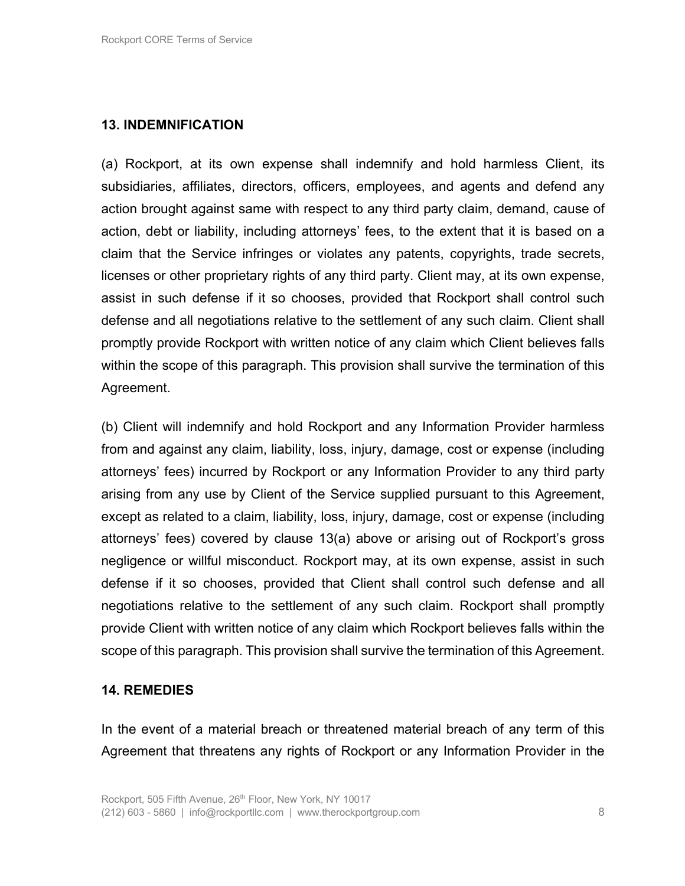## 13. INDEMNIFICATION

(a) Rockport, at its own expense shall indemnify and hold harmless Client, its subsidiaries, affiliates, directors, officers, employees, and agents and defend any action brought against same with respect to any third party claim, demand, cause of action, debt or liability, including attorneys' fees, to the extent that it is based on a claim that the Service infringes or violates any patents, copyrights, trade secrets, licenses or other proprietary rights of any third party. Client may, at its own expense, assist in such defense if it so chooses, provided that Rockport shall control such defense and all negotiations relative to the settlement of any such claim. Client shall promptly provide Rockport with written notice of any claim which Client believes falls within the scope of this paragraph. This provision shall survive the termination of this Agreement.

(b) Client will indemnify and hold Rockport and any Information Provider harmless from and against any claim, liability, loss, injury, damage, cost or expense (including attorneys' fees) incurred by Rockport or any Information Provider to any third party arising from any use by Client of the Service supplied pursuant to this Agreement, except as related to a claim, liability, loss, injury, damage, cost or expense (including attorneys' fees) covered by clause 13(a) above or arising out of Rockport's gross negligence or willful misconduct. Rockport may, at its own expense, assist in such defense if it so chooses, provided that Client shall control such defense and all negotiations relative to the settlement of any such claim. Rockport shall promptly provide Client with written notice of any claim which Rockport believes falls within the scope of this paragraph. This provision shall survive the termination of this Agreement.

## 14. REMEDIES

In the event of a material breach or threatened material breach of any term of this Agreement that threatens any rights of Rockport or any Information Provider in the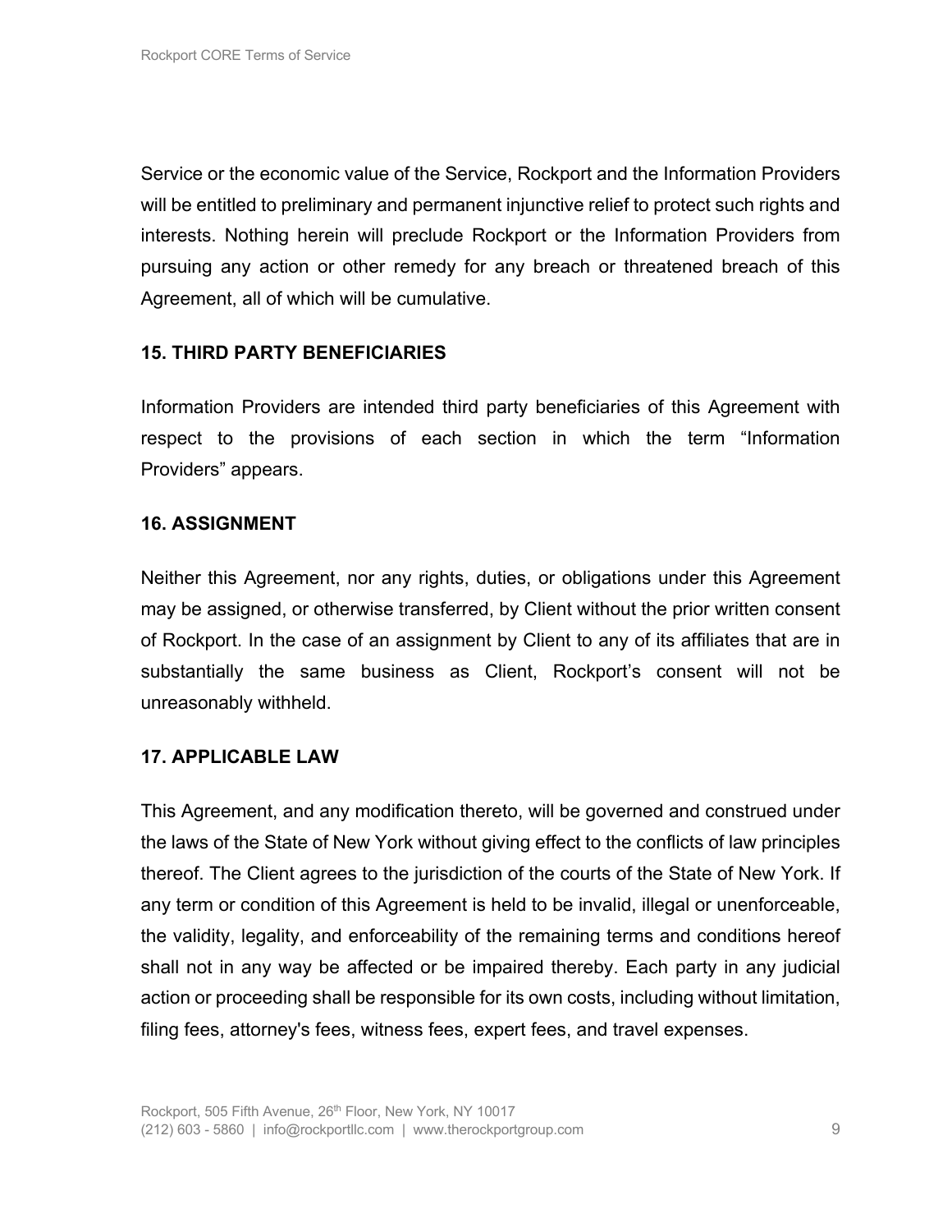Service or the economic value of the Service, Rockport and the Information Providers will be entitled to preliminary and permanent injunctive relief to protect such rights and interests. Nothing herein will preclude Rockport or the Information Providers from pursuing any action or other remedy for any breach or threatened breach of this Agreement, all of which will be cumulative.

## 15. THIRD PARTY BENEFICIARIES

Information Providers are intended third party beneficiaries of this Agreement with respect to the provisions of each section in which the term "Information Providers" appears.

## 16. ASSIGNMENT

Neither this Agreement, nor any rights, duties, or obligations under this Agreement may be assigned, or otherwise transferred, by Client without the prior written consent of Rockport. In the case of an assignment by Client to any of its affiliates that are in substantially the same business as Client, Rockport's consent will not be unreasonably withheld.

## 17. APPLICABLE LAW

This Agreement, and any modification thereto, will be governed and construed under the laws of the State of New York without giving effect to the conflicts of law principles thereof. The Client agrees to the jurisdiction of the courts of the State of New York. If any term or condition of this Agreement is held to be invalid, illegal or unenforceable, the validity, legality, and enforceability of the remaining terms and conditions hereof shall not in any way be affected or be impaired thereby. Each party in any judicial action or proceeding shall be responsible for its own costs, including without limitation, filing fees, attorney's fees, witness fees, expert fees, and travel expenses.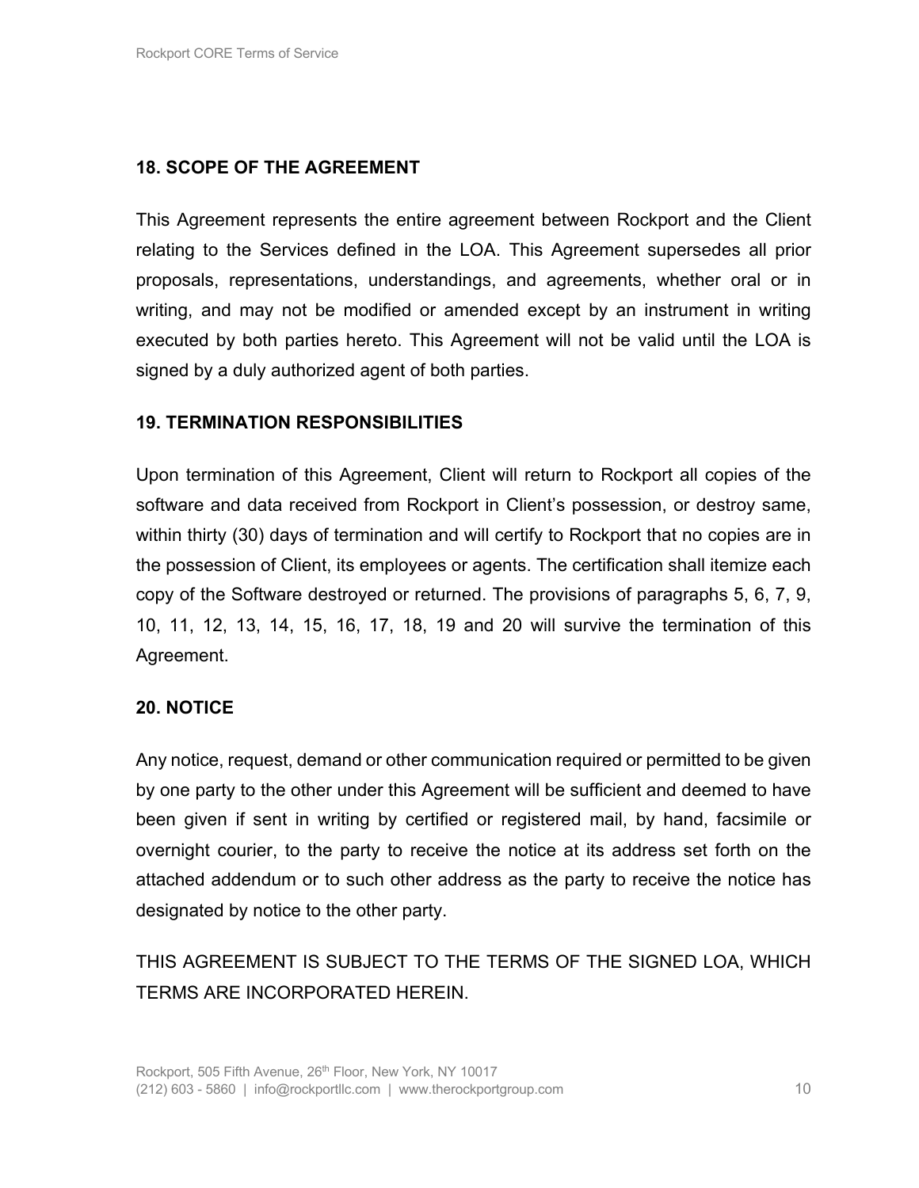### 18. SCOPE OF THE AGREEMENT

This Agreement represents the entire agreement between Rockport and the Client relating to the Services defined in the LOA. This Agreement supersedes all prior proposals, representations, understandings, and agreements, whether oral or in writing, and may not be modified or amended except by an instrument in writing executed by both parties hereto. This Agreement will not be valid until the LOA is signed by a duly authorized agent of both parties.

### 19. TERMINATION RESPONSIBILITIES

Upon termination of this Agreement, Client will return to Rockport all copies of the software and data received from Rockport in Client's possession, or destroy same, within thirty (30) days of termination and will certify to Rockport that no copies are in the possession of Client, its employees or agents. The certification shall itemize each copy of the Software destroyed or returned. The provisions of paragraphs 5, 6, 7, 9, 10, 11, 12, 13, 14, 15, 16, 17, 18, 19 and 20 will survive the termination of this Agreement.

### 20. NOTICE

Any notice, request, demand or other communication required or permitted to be given by one party to the other under this Agreement will be sufficient and deemed to have been given if sent in writing by certified or registered mail, by hand, facsimile or overnight courier, to the party to receive the notice at its address set forth on the attached addendum or to such other address as the party to receive the notice has designated by notice to the other party.

THIS AGREEMENT IS SUBJECT TO THE TERMS OF THE SIGNED LOA, WHICH TERMS ARE INCORPORATED HEREIN.